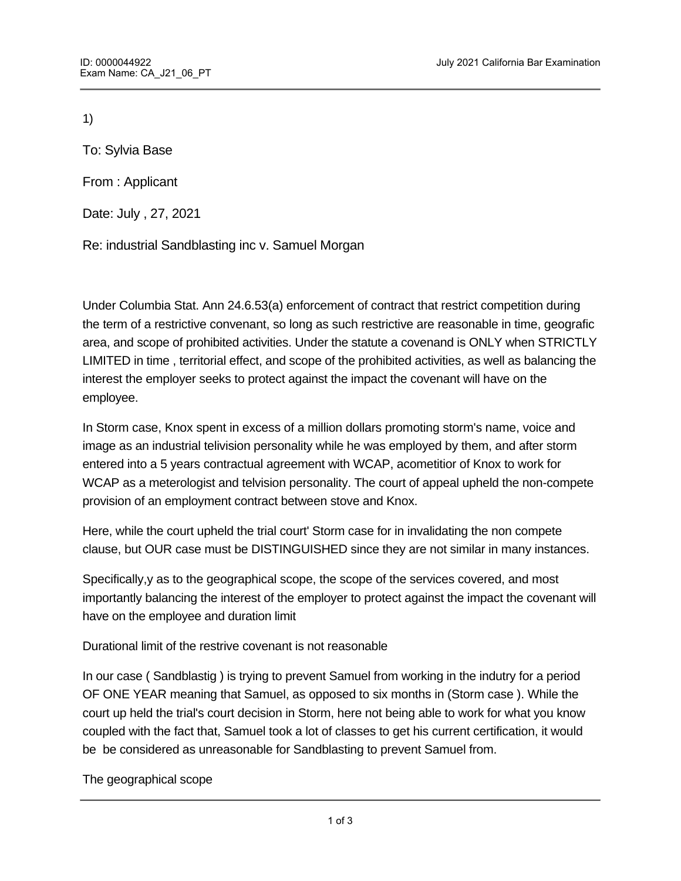1)

To: Sylvia Base

From : Applicant

Date: July , 27, 2021

Re: industrial Sandblasting inc v. Samuel Morgan

Under Columbia Stat. Ann 24.6.53(a) enforcement of contract that restrict competition during the term of a restrictive convenant, so long as such restrictive are reasonable in time, geografic area, and scope of prohibited activities. Under the statute a covenand is ONLY when STRICTLY LIMITED in time , territorial effect, and scope of the prohibited activities, as well as balancing the interest the employer seeks to protect against the impact the covenant will have on the employee.

In Storm case, Knox spent in excess of a million dollars promoting storm's name, voice and image as an industrial telivision personality while he was employed by them, and after storm entered into a 5 years contractual agreement with WCAP, acometitior of Knox to work for WCAP as a meterologist and telvision personality. The court of appeal upheld the non-compete provision of an employment contract between stove and Knox.

Here, while the court upheld the trial court' Storm case for in invalidating the non compete clause, but OUR case must be DISTINGUISHED since they are not similar in many instances.

Specifically,y as to the geographical scope, the scope of the services covered, and most importantly balancing the interest of the employer to protect against the impact the covenant will have on the employee and duration limit

Durational limit of the restrive covenant is not reasonable

In our case ( Sandblastig ) is trying to prevent Samuel from working in the indutry for a period OF ONE YEAR meaning that Samuel, as opposed to six months in (Storm case ). While the court up held the trial's court decision in Storm, here not being able to work for what you know coupled with the fact that, Samuel took a lot of classes to get his current certification, it would be be considered as unreasonable for Sandblasting to prevent Samuel from.

The geographical scope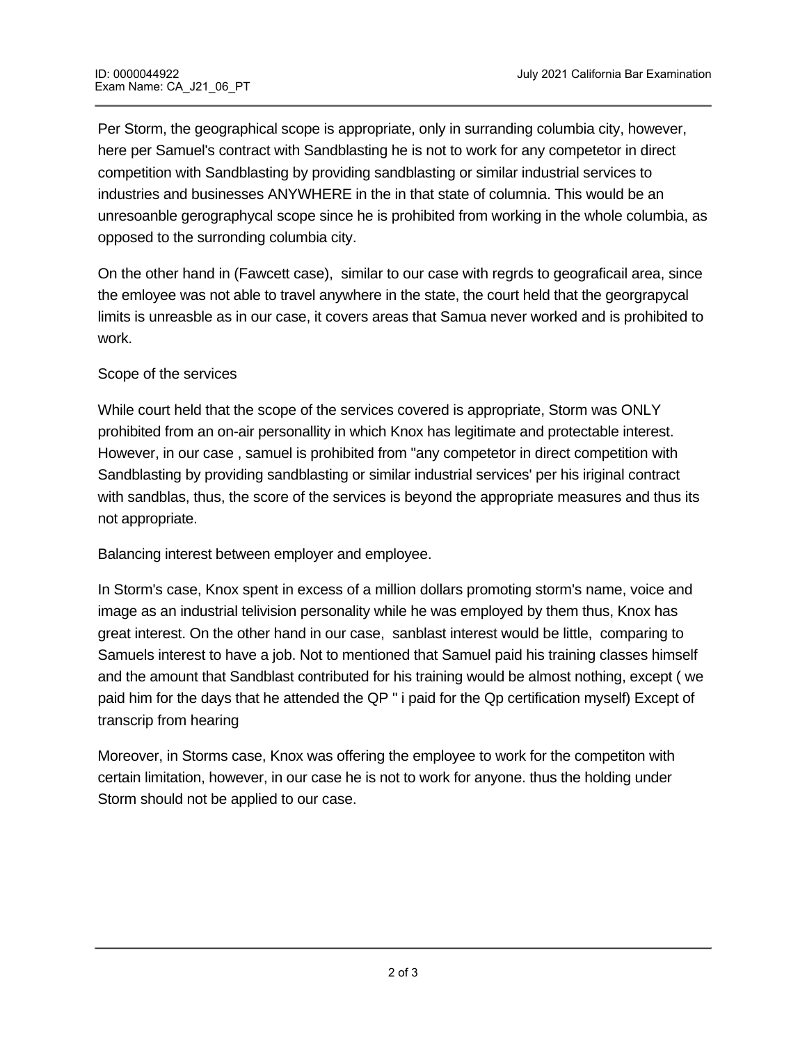Per Storm, the geographical scope is appropriate, only in surranding columbia city, however, here per Samuel's contract with Sandblasting he is not to work for any competetor in direct competition with Sandblasting by providing sandblasting or similar industrial services to industries and businesses ANYWHERE in the in that state of columnia. This would be an unresoanble gerographycal scope since he is prohibited from working in the whole columbia, as opposed to the surronding columbia city.

On the other hand in (Fawcett case), similar to our case with regrds to geograficail area, since the emloyee was not able to travel anywhere in the state, the court held that the georgrapycal limits is unreasble as in our case, it covers areas that Samua never worked and is prohibited to work.

Scope of the services

While court held that the scope of the services covered is appropriate, Storm was ONLY prohibited from an on-air personallity in which Knox has legitimate and protectable interest. However, in our case , samuel is prohibited from "any competetor in direct competition with Sandblasting by providing sandblasting or similar industrial services' per his iriginal contract with sandblas, thus, the score of the services is beyond the appropriate measures and thus its not appropriate.

Balancing interest between employer and employee.

In Storm's case, Knox spent in excess of a million dollars promoting storm's name, voice and image as an industrial telivision personality while he was employed by them thus, Knox has great interest. On the other hand in our case, sanblast interest would be little, comparing to Samuels interest to have a job. Not to mentioned that Samuel paid his training classes himself and the amount that Sandblast contributed for his training would be almost nothing, except ( we paid him for the days that he attended the QP " i paid for the Qp certification myself) Except of transcrip from hearing

Moreover, in Storms case, Knox was offering the employee to work for the competiton with certain limitation, however, in our case he is not to work for anyone. thus the holding under Storm should not be applied to our case.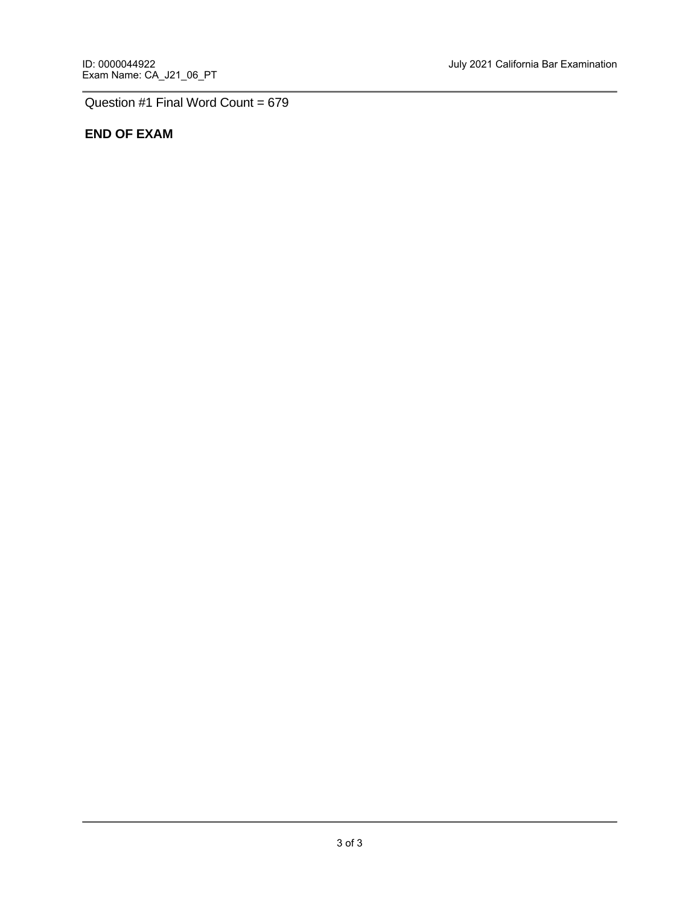Question #1 Final Word Count = 679

**END OF EXAM**